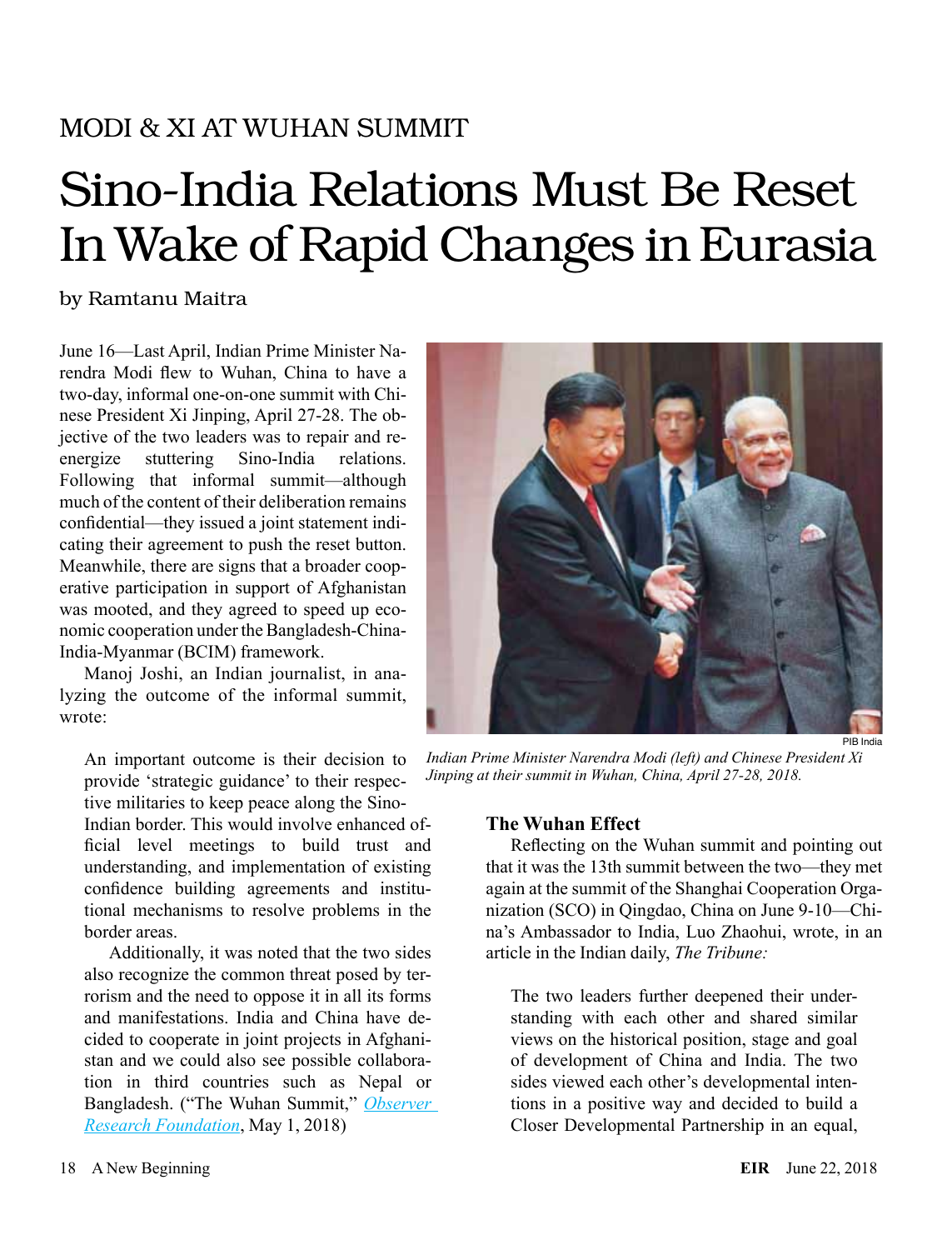MODI & XI AT WUHAN SUMMIT

# Sino-India Relations Must Be Reset In Wake of Rapid Changes in Eurasia

by Ramtanu Maitra

June 16—Last April, Indian Prime Minister Narendra Modi flew to Wuhan, China to have a two-day, informal one-on-one summit with Chinese President Xi Jinping, April 27-28. The objective of the two leaders was to repair and re-energize stuttering Sino-India relations. Following that informal summit—although much of the content of their deliberation remains confidential—they issued a joint statement indicating their agreement to push the reset button. Meanwhile, there are signs that a broader cooperative participation in support of Afghanistan was mooted, and they agreed to speed up economic cooperation under the Bangladesh-China-India-Myanmar (BCIM) framework.

Manoj Joshi, an Indian journalist, in analyzing the outcome of the informal summit, wrote:

> An important outcome is their decision to provide 'strategic guidance' to their respective militaries to keep peace along the Sino-Indian border. This would involve enhanced official level meetings to build trust and understanding, and implementation of existing confidence building agreements and institutional mechanisms to resolve problems in the border areas.
>
> Additionally, it was noted that the two sides also recognize the common threat posed by terrorism and the need to oppose it in all its forms and manifestations. India and China have decided to cooperate in joint projects in Afghanistan and we could also see possible collaboration in third countries such as Nepal or Bangladesh. ("The Wuhan Summit," *Observer Research Foundation*, May 1, 2018)

PIB India

*Indian Prime Minister Narendra Modi (left) and Chinese President Xi Jinping at their summit in Wuhan, China, April 27-28, 2018.*

### The Wuhan Effect

Reflecting on the Wuhan summit and pointing out that it was the 13th summit between the two—they met again at the summit of the Shanghai Cooperation Organization (SCO) in Qingdao, China on June 9-10—China's Ambassador to India, Luo Zhaohui, wrote, in an article in the Indian daily, *The Tribune:*

> The two leaders further deepened their understanding with each other and shared similar views on the historical position, stage and goal of development of China and India. The two sides viewed each other's developmental intentions in a positive way and decided to build a Closer Developmental Partnership in an equal,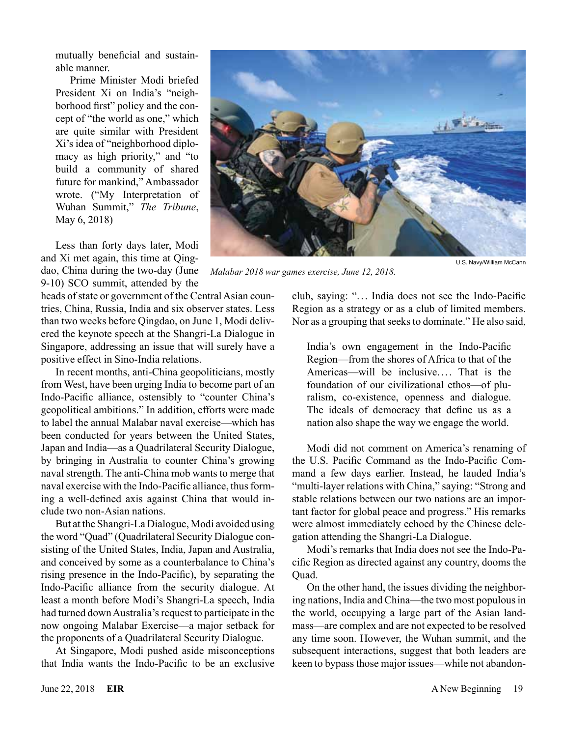mutually beneficial and sustainable manner.

Prime Minister Modi briefed President Xi on India's "neighborhood first" policy and the concept of "the world as one," which are quite similar with President Xi's idea of "neighborhood diplomacy as high priority," and "to build a community of shared future for mankind," Ambassador wrote. ("My Interpretation of Wuhan Summit," *The Tribune*, May 6, 2018)

U.S. Navy/William McCann

*Malabar 2018 war games exercise, June 12, 2018.*

Less than forty days later, Modi and Xi met again, this time at Qingdao, China during the two-day (June 9-10) SCO summit, attended by the heads of state or government of the Central Asian countries, China, Russia, India and six observer states. Less than two weeks before Qingdao, on June 1, Modi delivered the keynote speech at the Shangri-La Dialogue in Singapore, addressing an issue that will surely have a positive effect in Sino-India relations.

In recent months, anti-China geopoliticians, mostly from West, have been urging India to become part of an Indo-Pacific alliance, ostensibly to "counter China's geopolitical ambitions." In addition, efforts were made to label the annual Malabar naval exercise—which has been conducted for years between the United States, Japan and India—as a Quadrilateral Security Dialogue, by bringing in Australia to counter China's growing naval strength. The anti-China mob wants to merge that naval exercise with the Indo-Pacific alliance, thus forming a well-defined axis against China that would include two non-Asian nations.

But at the Shangri-La Dialogue, Modi avoided using the word "Quad" (Quadrilateral Security Dialogue consisting of the United States, India, Japan and Australia, and conceived by some as a counterbalance to China's rising presence in the Indo-Pacific), by separating the Indo-Pacific alliance from the security dialogue. At least a month before Modi's Shangri-La speech, India had turned down Australia's request to participate in the now ongoing Malabar Exercise—a major setback for the proponents of a Quadrilateral Security Dialogue.

At Singapore, Modi pushed aside misconceptions that India wants the Indo-Pacific to be an exclusive club, saying: "… India does not see the Indo-Pacific Region as a strategy or as a club of limited members. Nor as a grouping that seeks to dominate." He also said,

> India's own engagement in the Indo-Pacific Region—from the shores of Africa to that of the Americas—will be inclusive.… That is the foundation of our civilizational ethos—of pluralism, co-existence, openness and dialogue. The ideals of democracy that define us as a nation also shape the way we engage the world.

Modi did not comment on America's renaming of the U.S. Pacific Command as the Indo-Pacific Command a few days earlier. Instead, he lauded India's "multi-layer relations with China," saying: "Strong and stable relations between our two nations are an important factor for global peace and progress." His remarks were almost immediately echoed by the Chinese delegation attending the Shangri-La Dialogue.

Modi's remarks that India does not see the Indo-Pacific Region as directed against any country, dooms the Quad.

On the other hand, the issues dividing the neighboring nations, India and China—the two most populous in the world, occupying a large part of the Asian landmass—are complex and are not expected to be resolved any time soon. However, the Wuhan summit, and the subsequent interactions, suggest that both leaders are keen to bypass those major issues—while not abandon-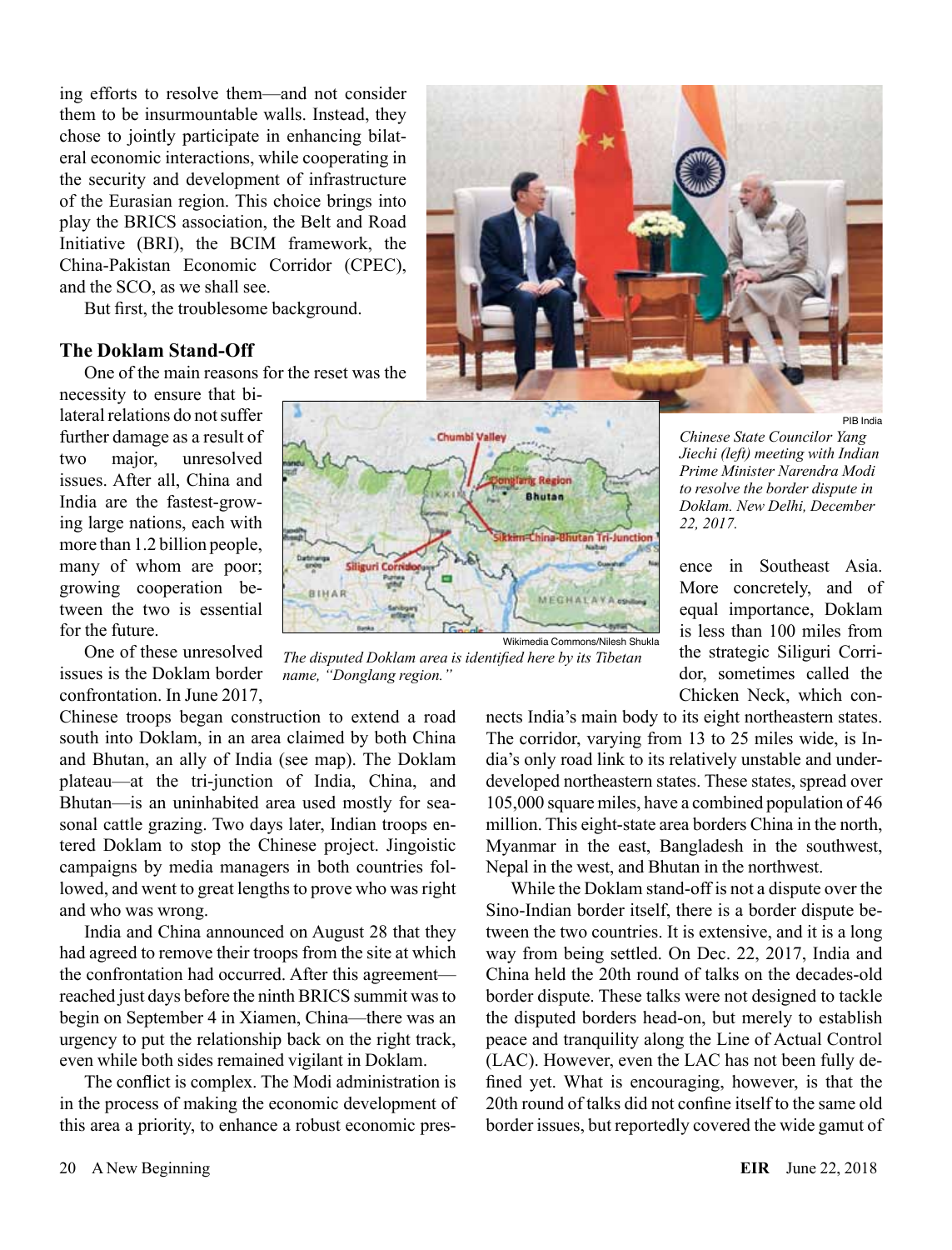ing efforts to resolve them—and not consider them to be insurmountable walls. Instead, they chose to jointly participate in enhancing bilateral economic interactions, while cooperating in the security and development of infrastructure of the Eurasian region. This choice brings into play the BRICS association, the Belt and Road Initiative (BRI), the BCIM framework, the China-Pakistan Economic Corridor (CPEC), and the SCO, as we shall see.

But first, the troublesome background.

## The Doklam Stand-Off

One of the main reasons for the reset was the necessity to ensure that bilateral relations do not suffer further damage as a result of two major, unresolved issues. After all, China and India are the fastest-growing large nations, each with more than 1.2 billion people, many of whom are poor; growing cooperation between the two is essential for the future.

One of these unresolved issues is the Doklam border confrontation. In June 2017, Chinese troops began construction to extend a road south into Doklam, in an area claimed by both China and Bhutan, an ally of India (see map). The Doklam plateau—at the tri-junction of India, China, and Bhutan—is an uninhabited area used mostly for seasonal cattle grazing. Two days later, Indian troops entered Doklam to stop the Chinese project. Jingoistic campaigns by media managers in both countries followed, and went to great lengths to prove who was right and who was wrong.

India and China announced on August 28 that they had agreed to remove their troops from the site at which the confrontation had occurred. After this agreement—reached just days before the ninth BRICS summit was to begin on September 4 in Xiamen, China—there was an urgency to put the relationship back on the right track, even while both sides remained vigilant in Doklam.

The conflict is complex. The Modi administration is in the process of making the economic development of this area a priority, to enhance a robust economic presence in Southeast Asia. More concretely, and of equal importance, Doklam is less than 100 miles from the strategic Siliguri Corridor, sometimes called the Chicken Neck, which connects India's main body to its eight northeastern states. The corridor, varying from 13 to 25 miles wide, is India's only road link to its relatively unstable and underdeveloped northeastern states. These states, spread over 105,000 square miles, have a combined population of 46 million. This eight-state area borders China in the north, Myanmar in the east, Bangladesh in the southwest, Nepal in the west, and Bhutan in the northwest.

While the Doklam stand-off is not a dispute over the Sino-Indian border itself, there is a border dispute between the two countries. It is extensive, and it is a long way from being settled. On Dec. 22, 2017, India and China held the 20th round of talks on the decades-old border dispute. These talks were not designed to tackle the disputed borders head-on, but merely to establish peace and tranquility along the Line of Actual Control (LAC). However, even the LAC has not been fully defined yet. What is encouraging, however, is that the 20th round of talks did not confine itself to the same old border issues, but reportedly covered the wide gamut of

PIB India

*Chinese State Councilor Yang Jiechi (left) meeting with Indian Prime Minister Narendra Modi to resolve the border dispute in Doklam. New Delhi, December 22, 2017.*

Wikimedia Commons/Nilesh Shukla

*The disputed Doklam area is identified here by its Tibetan name, "Donglang region."*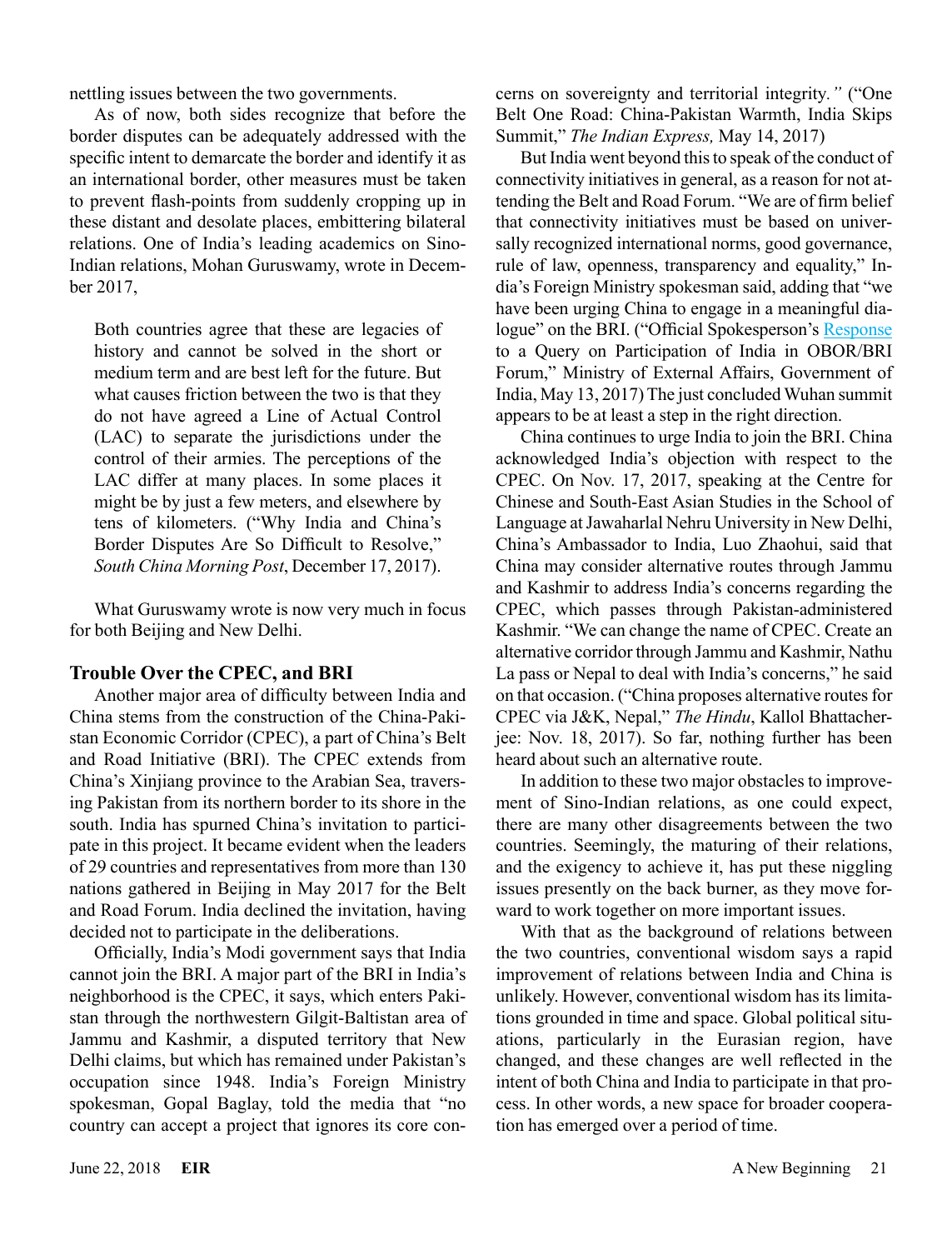nettling issues between the two governments.

As of now, both sides recognize that before the border disputes can be adequately addressed with the specific intent to demarcate the border and identify it as an international border, other measures must be taken to prevent flash-points from suddenly cropping up in these distant and desolate places, embittering bilateral relations. One of India's leading academics on Sino-Indian relations, Mohan Guruswamy, wrote in December 2017,

> Both countries agree that these are legacies of history and cannot be solved in the short or medium term and are best left for the future. But what causes friction between the two is that they do not have agreed a Line of Actual Control (LAC) to separate the jurisdictions under the control of their armies. The perceptions of the LAC differ at many places. In some places it might be by just a few meters, and elsewhere by tens of kilometers. ("Why India and China's Border Disputes Are So Difficult to Resolve," *South China Morning Post*, December 17, 2017).

What Guruswamy wrote is now very much in focus for both Beijing and New Delhi.

## Trouble Over the CPEC, and BRI

Another major area of difficulty between India and China stems from the construction of the China-Pakistan Economic Corridor (CPEC), a part of China's Belt and Road Initiative (BRI). The CPEC extends from China's Xinjiang province to the Arabian Sea, traversing Pakistan from its northern border to its shore in the south. India has spurned China's invitation to participate in this project. It became evident when the leaders of 29 countries and representatives from more than 130 nations gathered in Beijing in May 2017 for the Belt and Road Forum. India declined the invitation, having decided not to participate in the deliberations.

Officially, India's Modi government says that India cannot join the BRI. A major part of the BRI in India's neighborhood is the CPEC, it says, which enters Pakistan through the northwestern Gilgit-Baltistan area of Jammu and Kashmir, a disputed territory that New Delhi claims, but which has remained under Pakistan's occupation since 1948. India's Foreign Ministry spokesman, Gopal Baglay, told the media that "no country can accept a project that ignores its core concerns on sovereignty and territorial integrity*."* ("One Belt One Road: China-Pakistan Warmth, India Skips Summit," *The Indian Express,* May 14, 2017)

But India went beyond this to speak of the conduct of connectivity initiatives in general, as a reason for not attending the Belt and Road Forum. "We are of firm belief that connectivity initiatives must be based on universally recognized international norms, good governance, rule of law, openness, transparency and equality," India's Foreign Ministry spokesman said, adding that "we have been urging China to engage in a meaningful dialogue" on the BRI. ("Official Spokesperson's Response to a Query on Participation of India in OBOR/BRI Forum," Ministry of External Affairs, Government of India, May 13, 2017) The just concluded Wuhan summit appears to be at least a step in the right direction.

China continues to urge India to join the BRI. China acknowledged India's objection with respect to the CPEC. On Nov. 17, 2017, speaking at the Centre for Chinese and South-East Asian Studies in the School of Language at Jawaharlal Nehru University in New Delhi, China's Ambassador to India, Luo Zhaohui, said that China may consider alternative routes through Jammu and Kashmir to address India's concerns regarding the CPEC, which passes through Pakistan-administered Kashmir. "We can change the name of CPEC. Create an alternative corridor through Jammu and Kashmir, Nathu La pass or Nepal to deal with India's concerns," he said on that occasion. ("China proposes alternative routes for CPEC via J&K, Nepal," *The Hindu*, Kallol Bhattacherjee: Nov. 18, 2017). So far, nothing further has been heard about such an alternative route.

In addition to these two major obstacles to improvement of Sino-Indian relations, as one could expect, there are many other disagreements between the two countries. Seemingly, the maturing of their relations, and the exigency to achieve it, has put these niggling issues presently on the back burner, as they move forward to work together on more important issues.

With that as the background of relations between the two countries, conventional wisdom says a rapid improvement of relations between India and China is unlikely. However, conventional wisdom has its limitations grounded in time and space. Global political situations, particularly in the Eurasian region, have changed, and these changes are well reflected in the intent of both China and India to participate in that process. In other words, a new space for broader cooperation has emerged over a period of time.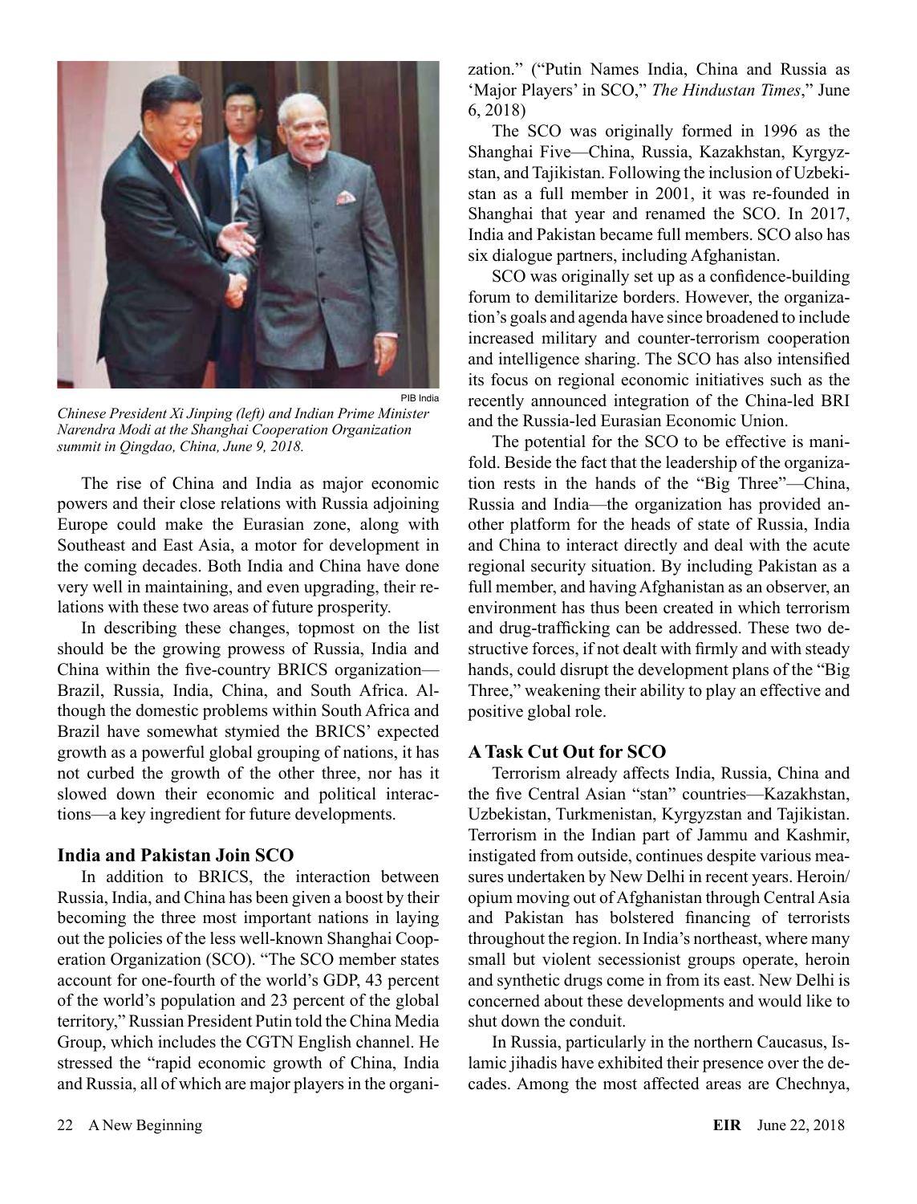PIB India

*Chinese President Xi Jinping (left) and Indian Prime Minister Narendra Modi at the Shanghai Cooperation Organization summit in Qingdao, China, June 9, 2018.*

The rise of China and India as major economic powers and their close relations with Russia adjoining Europe could make the Eurasian zone, along with Southeast and East Asia, a motor for development in the coming decades. Both India and China have done very well in maintaining, and even upgrading, their relations with these two areas of future prosperity.

In describing these changes, topmost on the list should be the growing prowess of Russia, India and China within the five-country BRICS organization—Brazil, Russia, India, China, and South Africa. Although the domestic problems within South Africa and Brazil have somewhat stymied the BRICS' expected growth as a powerful global grouping of nations, it has not curbed the growth of the other three, nor has it slowed down their economic and political interactions—a key ingredient for future developments.

### India and Pakistan Join SCO

In addition to BRICS, the interaction between Russia, India, and China has been given a boost by their becoming the three most important nations in laying out the policies of the less well-known Shanghai Cooperation Organization (SCO). "The SCO member states account for one-fourth of the world's GDP, 43 percent of the world's population and 23 percent of the global territory," Russian President Putin told the China Media Group, which includes the CGTN English channel. He stressed the "rapid economic growth of China, India and Russia, all of which are major players in the organization." ("Putin Names India, China and Russia as 'Major Players' in SCO," *The Hindustan Times*," June 6, 2018)

The SCO was originally formed in 1996 as the Shanghai Five—China, Russia, Kazakhstan, Kyrgyzstan, and Tajikistan. Following the inclusion of Uzbekistan as a full member in 2001, it was re-founded in Shanghai that year and renamed the SCO. In 2017, India and Pakistan became full members. SCO also has six dialogue partners, including Afghanistan.

SCO was originally set up as a confidence-building forum to demilitarize borders. However, the organization's goals and agenda have since broadened to include increased military and counter-terrorism cooperation and intelligence sharing. The SCO has also intensified its focus on regional economic initiatives such as the recently announced integration of the China-led BRI and the Russia-led Eurasian Economic Union.

The potential for the SCO to be effective is manifold. Beside the fact that the leadership of the organization rests in the hands of the "Big Three"—China, Russia and India—the organization has provided another platform for the heads of state of Russia, India and China to interact directly and deal with the acute regional security situation. By including Pakistan as a full member, and having Afghanistan as an observer, an environment has thus been created in which terrorism and drug-trafficking can be addressed. These two destructive forces, if not dealt with firmly and with steady hands, could disrupt the development plans of the "Big Three," weakening their ability to play an effective and positive global role.

### A Task Cut Out for SCO

Terrorism already affects India, Russia, China and the five Central Asian "stan" countries—Kazakhstan, Uzbekistan, Turkmenistan, Kyrgyzstan and Tajikistan. Terrorism in the Indian part of Jammu and Kashmir, instigated from outside, continues despite various measures undertaken by New Delhi in recent years. Heroin/opium moving out of Afghanistan through Central Asia and Pakistan has bolstered financing of terrorists throughout the region. In India's northeast, where many small but violent secessionist groups operate, heroin and synthetic drugs come in from its east. New Delhi is concerned about these developments and would like to shut down the conduit.

In Russia, particularly in the northern Caucasus, Islamic jihadis have exhibited their presence over the decades. Among the most affected areas are Chechnya,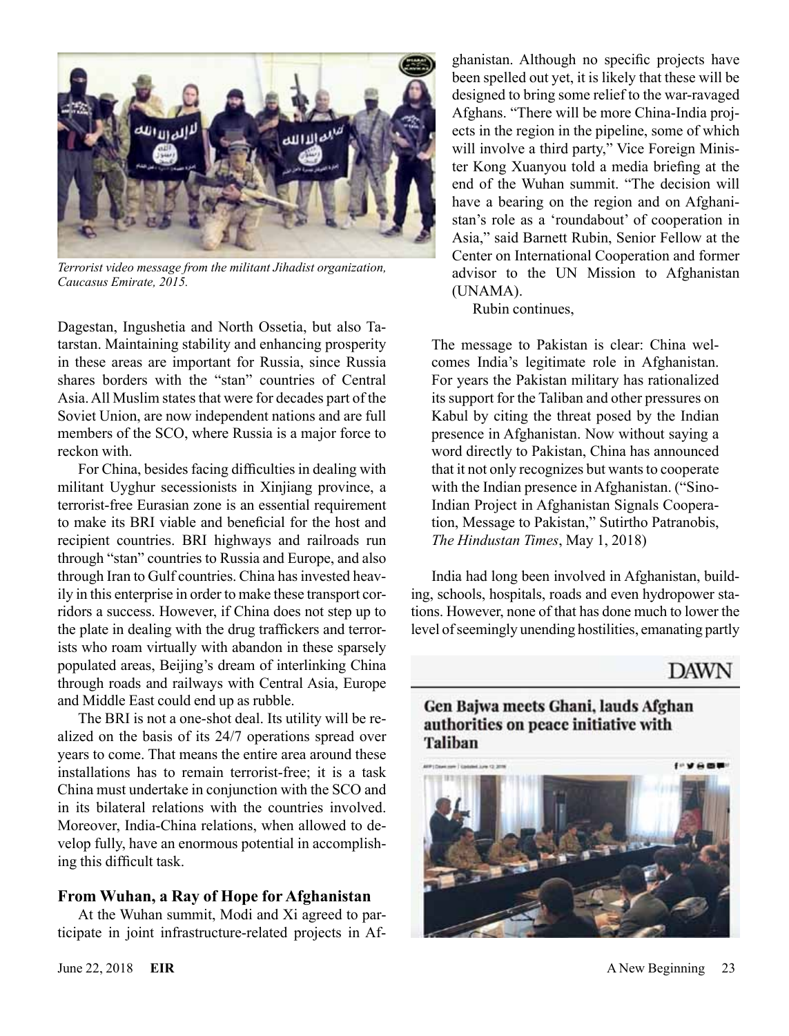*Terrorist video message from the militant Jihadist organization, Caucasus Emirate, 2015.*

Dagestan, Ingushetia and North Ossetia, but also Tatarstan. Maintaining stability and enhancing prosperity in these areas are important for Russia, since Russia shares borders with the "stan" countries of Central Asia. All Muslim states that were for decades part of the Soviet Union, are now independent nations and are full members of the SCO, where Russia is a major force to reckon with.

For China, besides facing difficulties in dealing with militant Uyghur secessionists in Xinjiang province, a terrorist-free Eurasian zone is an essential requirement to make its BRI viable and beneficial for the host and recipient countries. BRI highways and railroads run through "stan" countries to Russia and Europe, and also through Iran to Gulf countries. China has invested heavily in this enterprise in order to make these transport corridors a success. However, if China does not step up to the plate in dealing with the drug traffickers and terrorists who roam virtually with abandon in these sparsely populated areas, Beijing's dream of interlinking China through roads and railways with Central Asia, Europe and Middle East could end up as rubble.

The BRI is not a one-shot deal. Its utility will be realized on the basis of its 24/7 operations spread over years to come. That means the entire area around these installations has to remain terrorist-free; it is a task China must undertake in conjunction with the SCO and in its bilateral relations with the countries involved. Moreover, India-China relations, when allowed to develop fully, have an enormous potential in accomplishing this difficult task.

### From Wuhan, a Ray of Hope for Afghanistan

At the Wuhan summit, Modi and Xi agreed to participate in joint infrastructure-related projects in Afghanistan. Although no specific projects have been spelled out yet, it is likely that these will be designed to bring some relief to the war-ravaged Afghans. "There will be more China-India projects in the region in the pipeline, some of which will involve a third party," Vice Foreign Minister Kong Xuanyou told a media briefing at the end of the Wuhan summit. "The decision will have a bearing on the region and on Afghanistan's role as a 'roundabout' of cooperation in Asia," said Barnett Rubin, Senior Fellow at the Center on International Cooperation and former advisor to the UN Mission to Afghanistan (UNAMA).

Rubin continues,

> The message to Pakistan is clear: China welcomes India's legitimate role in Afghanistan. For years the Pakistan military has rationalized its support for the Taliban and other pressures on Kabul by citing the threat posed by the Indian presence in Afghanistan. Now without saying a word directly to Pakistan, China has announced that it not only recognizes but wants to cooperate with the Indian presence in Afghanistan. ("Sino-Indian Project in Afghanistan Signals Cooperation, Message to Pakistan," Sutirtho Patranobis, *The Hindustan Times*, May 1, 2018)

India had long been involved in Afghanistan, building, schools, hospitals, roads and even hydropower stations. However, none of that has done much to lower the level of seemingly unending hostilities, emanating partly

DAWN

**Gen Bajwa meets Ghani, lauds Afghan authorities on peace initiative with Taliban**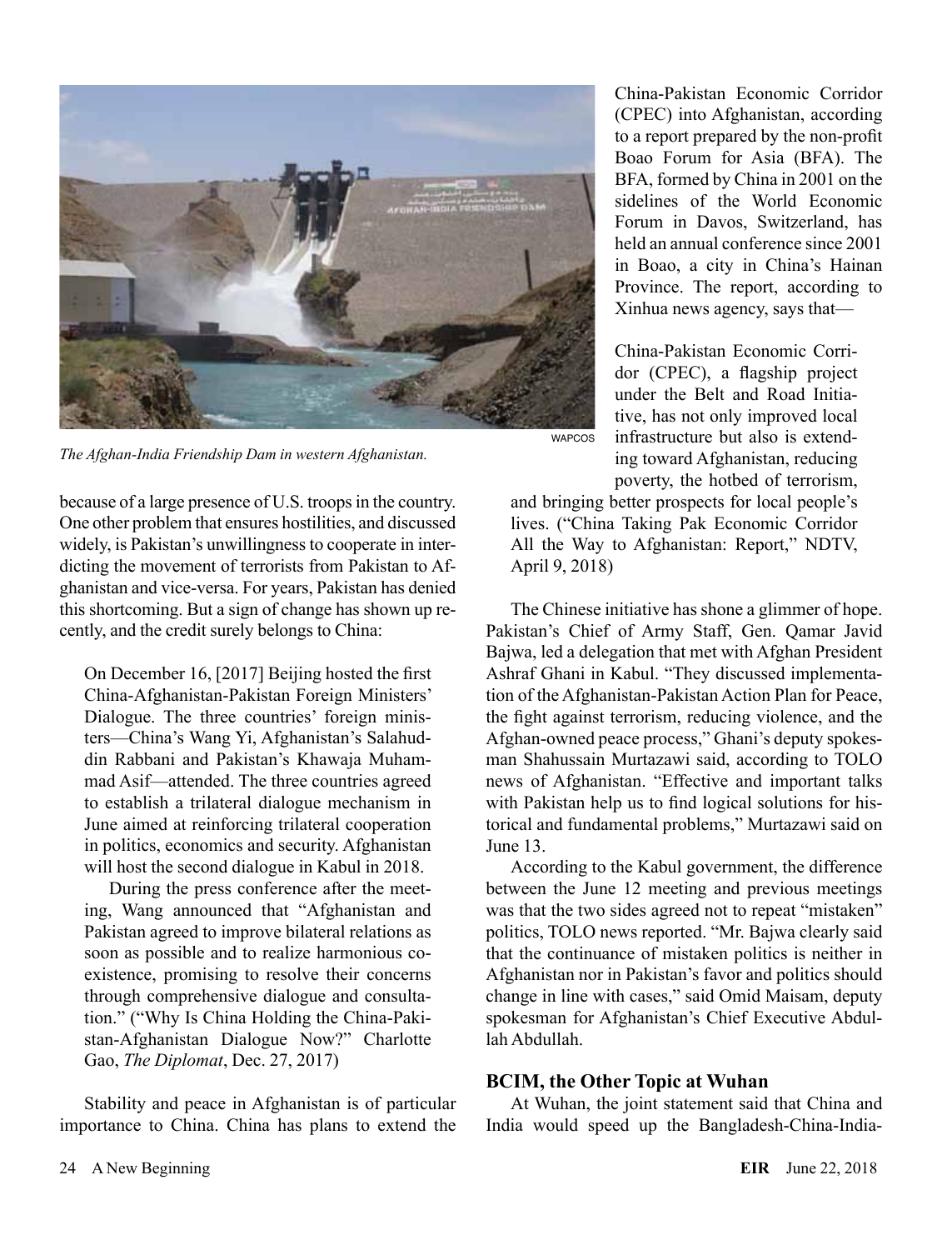*The Afghan-India Friendship Dam in western Afghanistan.*

because of a large presence of U.S. troops in the country. One other problem that ensures hostilities, and discussed widely, is Pakistan's unwillingness to cooperate in interdicting the movement of terrorists from Pakistan to Afghanistan and vice-versa. For years, Pakistan has denied this shortcoming. But a sign of change has shown up recently, and the credit surely belongs to China:

> On December 16, [2017] Beijing hosted the first China-Afghanistan-Pakistan Foreign Ministers' Dialogue. The three countries' foreign ministers—China's Wang Yi, Afghanistan's Salahuddin Rabbani and Pakistan's Khawaja Muhammad Asif—attended. The three countries agreed to establish a trilateral dialogue mechanism in June aimed at reinforcing trilateral cooperation in politics, economics and security. Afghanistan will host the second dialogue in Kabul in 2018.
>
> During the press conference after the meeting, Wang announced that "Afghanistan and Pakistan agreed to improve bilateral relations as soon as possible and to realize harmonious coexistence, promising to resolve their concerns through comprehensive dialogue and consultation." ("Why Is China Holding the China-Pakistan-Afghanistan Dialogue Now?" Charlotte Gao, *The Diplomat*, Dec. 27, 2017)

Stability and peace in Afghanistan is of particular importance to China. China has plans to extend the China-Pakistan Economic Corridor (CPEC) into Afghanistan, according to a report prepared by the non-profit Boao Forum for Asia (BFA). The BFA, formed by China in 2001 on the sidelines of the World Economic Forum in Davos, Switzerland, has held an annual conference since 2001 in Boao, a city in China's Hainan Province. The report, according to Xinhua news agency, says that—

> China-Pakistan Economic Corridor (CPEC), a flagship project under the Belt and Road Initiative, has not only improved local infrastructure but also is extending toward Afghanistan, reducing poverty, the hotbed of terrorism, and bringing better prospects for local people's lives. ("China Taking Pak Economic Corridor All the Way to Afghanistan: Report," NDTV, April 9, 2018)

The Chinese initiative has shone a glimmer of hope. Pakistan's Chief of Army Staff, Gen. Qamar Javid Bajwa, led a delegation that met with Afghan President Ashraf Ghani in Kabul. "They discussed implementation of the Afghanistan-Pakistan Action Plan for Peace, the fight against terrorism, reducing violence, and the Afghan-owned peace process," Ghani's deputy spokesman Shahussain Murtazawi said, according to TOLO news of Afghanistan. "Effective and important talks with Pakistan help us to find logical solutions for historical and fundamental problems," Murtazawi said on June 13.

According to the Kabul government, the difference between the June 12 meeting and previous meetings was that the two sides agreed not to repeat "mistaken" politics, TOLO news reported. "Mr. Bajwa clearly said that the continuance of mistaken politics is neither in Afghanistan nor in Pakistan's favor and politics should change in line with cases," said Omid Maisam, deputy spokesman for Afghanistan's Chief Executive Abdullah Abdullah.

### BCIM, the Other Topic at Wuhan

At Wuhan, the joint statement said that China and India would speed up the Bangladesh-China-India-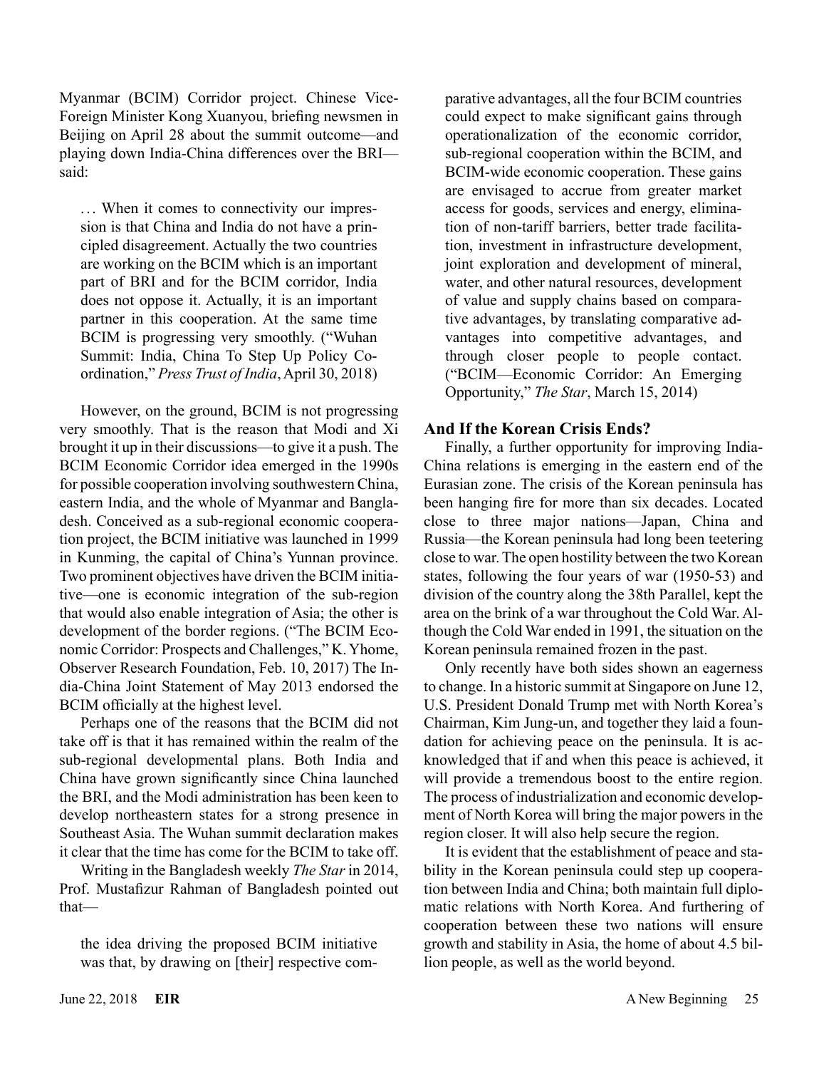Myanmar (BCIM) Corridor project. Chinese Vice-Foreign Minister Kong Xuanyou, briefing newsmen in Beijing on April 28 about the summit outcome—and playing down India-China differences over the BRI—said:

> … When it comes to connectivity our impression is that China and India do not have a principled disagreement. Actually the two countries are working on the BCIM which is an important part of BRI and for the BCIM corridor, India does not oppose it. Actually, it is an important partner in this cooperation. At the same time BCIM is progressing very smoothly. (“Wuhan Summit: India, China To Step Up Policy Coordination,” *Press Trust of India*, April 30, 2018)

However, on the ground, BCIM is not progressing very smoothly. That is the reason that Modi and Xi brought it up in their discussions—to give it a push. The BCIM Economic Corridor idea emerged in the 1990s for possible cooperation involving southwestern China, eastern India, and the whole of Myanmar and Bangladesh. Conceived as a sub-regional economic cooperation project, the BCIM initiative was launched in 1999 in Kunming, the capital of China’s Yunnan province. Two prominent objectives have driven the BCIM initiative—one is economic integration of the sub-region that would also enable integration of Asia; the other is development of the border regions. (“The BCIM Economic Corridor: Prospects and Challenges,” K. Yhome, Observer Research Foundation, Feb. 10, 2017) The India-China Joint Statement of May 2013 endorsed the BCIM officially at the highest level.

Perhaps one of the reasons that the BCIM did not take off is that it has remained within the realm of the sub-regional developmental plans. Both India and China have grown significantly since China launched the BRI, and the Modi administration has been keen to develop northeastern states for a strong presence in Southeast Asia. The Wuhan summit declaration makes it clear that the time has come for the BCIM to take off.

Writing in the Bangladesh weekly *The Star* in 2014, Prof. Mustafizur Rahman of Bangladesh pointed out that—

> the idea driving the proposed BCIM initiative was that, by drawing on [their] respective comparative advantages, all the four BCIM countries could expect to make significant gains through operationalization of the economic corridor, sub-regional cooperation within the BCIM, and BCIM-wide economic cooperation. These gains are envisaged to accrue from greater market access for goods, services and energy, elimination of non-tariff barriers, better trade facilitation, investment in infrastructure development, joint exploration and development of mineral, water, and other natural resources, development of value and supply chains based on comparative advantages, by translating comparative advantages into competitive advantages, and through closer people to people contact. (“BCIM—Economic Corridor: An Emerging Opportunity,” *The Star*, March 15, 2014)

## And If the Korean Crisis Ends?

Finally, a further opportunity for improving India-China relations is emerging in the eastern end of the Eurasian zone. The crisis of the Korean peninsula has been hanging fire for more than six decades. Located close to three major nations—Japan, China and Russia—the Korean peninsula had long been teetering close to war. The open hostility between the two Korean states, following the four years of war (1950-53) and division of the country along the 38th Parallel, kept the area on the brink of a war throughout the Cold War. Although the Cold War ended in 1991, the situation on the Korean peninsula remained frozen in the past.

Only recently have both sides shown an eagerness to change. In a historic summit at Singapore on June 12, U.S. President Donald Trump met with North Korea’s Chairman, Kim Jung-un, and together they laid a foundation for achieving peace on the peninsula. It is acknowledged that if and when this peace is achieved, it will provide a tremendous boost to the entire region. The process of industrialization and economic development of North Korea will bring the major powers in the region closer. It will also help secure the region.

It is evident that the establishment of peace and stability in the Korean peninsula could step up cooperation between India and China; both maintain full diplomatic relations with North Korea. And furthering of cooperation between these two nations will ensure growth and stability in Asia, the home of about 4.5 billion people, as well as the world beyond.